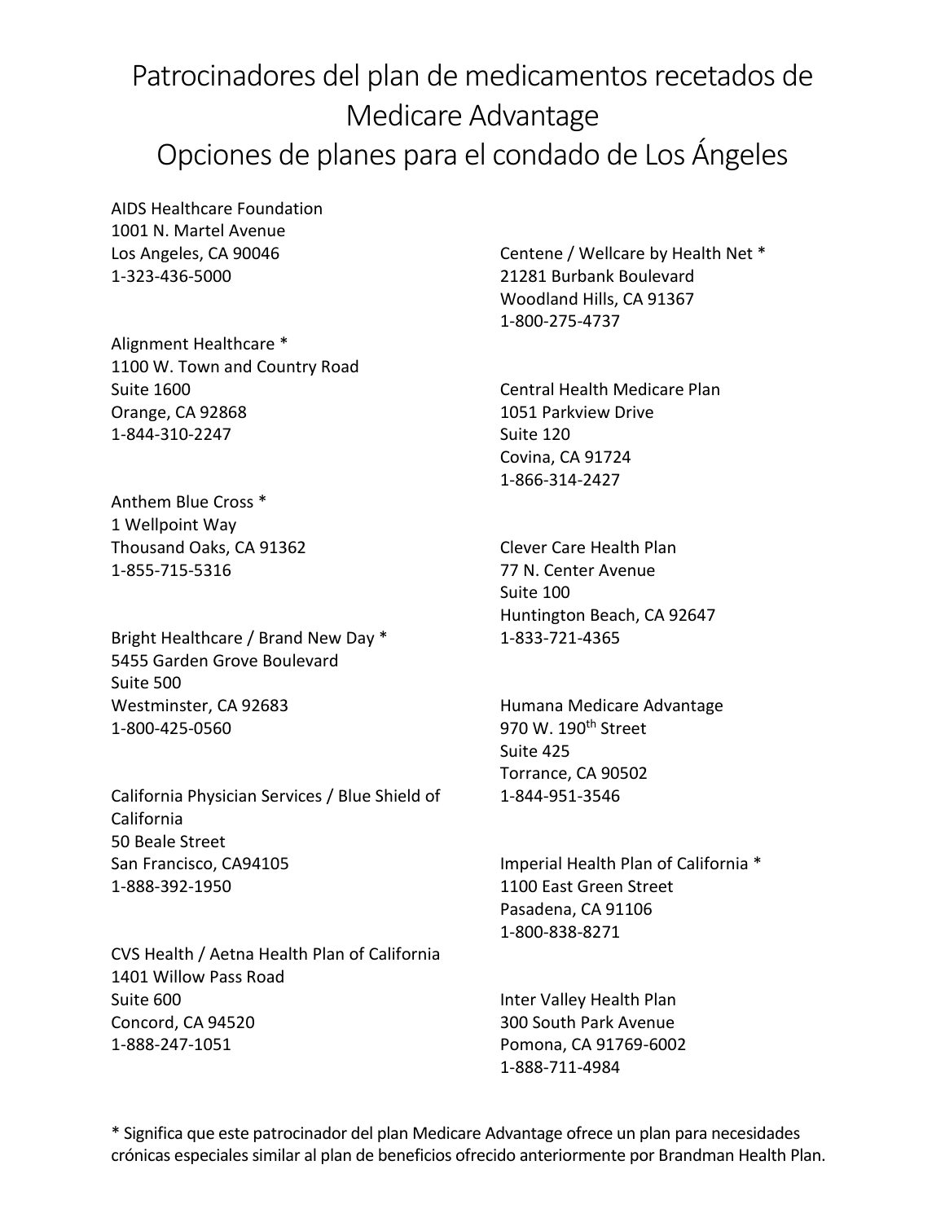# Patrocinadores del plan de medicamentos recetados de Medicare Advantage
# Opciones de planes para el condado de Los Ángeles

AIDS Healthcare Foundation
1001 N. Martel Avenue
Los Angeles, CA 90046
1-323-436-5000

Alignment Healthcare *
1100 W. Town and Country Road
Suite 1600
Orange, CA 92868
1-844-310-2247

Anthem Blue Cross *
1 Wellpoint Way
Thousand Oaks, CA 91362
1-855-715-5316

Bright Healthcare / Brand New Day *
5455 Garden Grove Boulevard
Suite 500
Westminster, CA 92683
1-800-425-0560

California Physician Services / Blue Shield of California
50 Beale Street
San Francisco, CA94105
1-888-392-1950

CVS Health / Aetna Health Plan of California
1401 Willow Pass Road
Suite 600
Concord, CA 94520
1-888-247-1051

Centene / Wellcare by Health Net *
21281 Burbank Boulevard
Woodland Hills, CA 91367
1-800-275-4737

Central Health Medicare Plan
1051 Parkview Drive
Suite 120
Covina, CA 91724
1-866-314-2427

Clever Care Health Plan
77 N. Center Avenue
Suite 100
Huntington Beach, CA 92647
1-833-721-4365

Humana Medicare Advantage
970 W. 190th Street
Suite 425
Torrance, CA 90502
1-844-951-3546

Imperial Health Plan of California *
1100 East Green Street
Pasadena, CA 91106
1-800-838-8271

Inter Valley Health Plan
300 South Park Avenue
Pomona, CA 91769-6002
1-888-711-4984

* Significa que este patrocinador del plan Medicare Advantage ofrece un plan para necesidades crónicas especiales similar al plan de beneficios ofrecido anteriormente por Brandman Health Plan.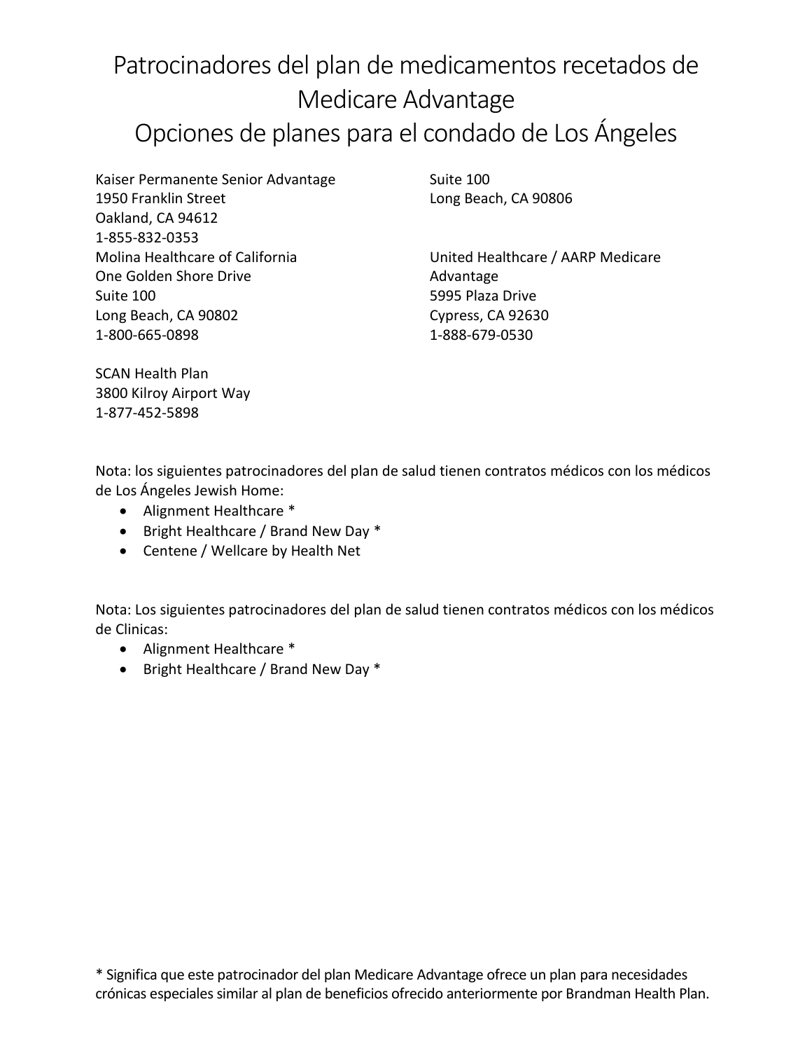# Patrocinadores del plan de medicamentos recetados de Medicare Advantage
# Opciones de planes para el condado de Los Ángeles

Kaiser Permanente Senior Advantage
1950 Franklin Street
Oakland, CA 94612
1-855-832-0353

Molina Healthcare of California
One Golden Shore Drive
Suite 100
Long Beach, CA 90802
1-800-665-0898

SCAN Health Plan
3800 Kilroy Airport Way
1-877-452-5898

Suite 100
Long Beach, CA 90806

United Healthcare / AARP Medicare Advantage
5995 Plaza Drive
Cypress, CA 92630
1-888-679-0530

Nota: los siguientes patrocinadores del plan de salud tienen contratos médicos con los médicos de Los Ángeles Jewish Home:

- Alignment Healthcare *
- Bright Healthcare / Brand New Day *
- Centene / Wellcare by Health Net

Nota: Los siguientes patrocinadores del plan de salud tienen contratos médicos con los médicos de Clinicas:

- Alignment Healthcare *
- Bright Healthcare / Brand New Day *

* Significa que este patrocinador del plan Medicare Advantage ofrece un plan para necesidades crónicas especiales similar al plan de beneficios ofrecido anteriormente por Brandman Health Plan.